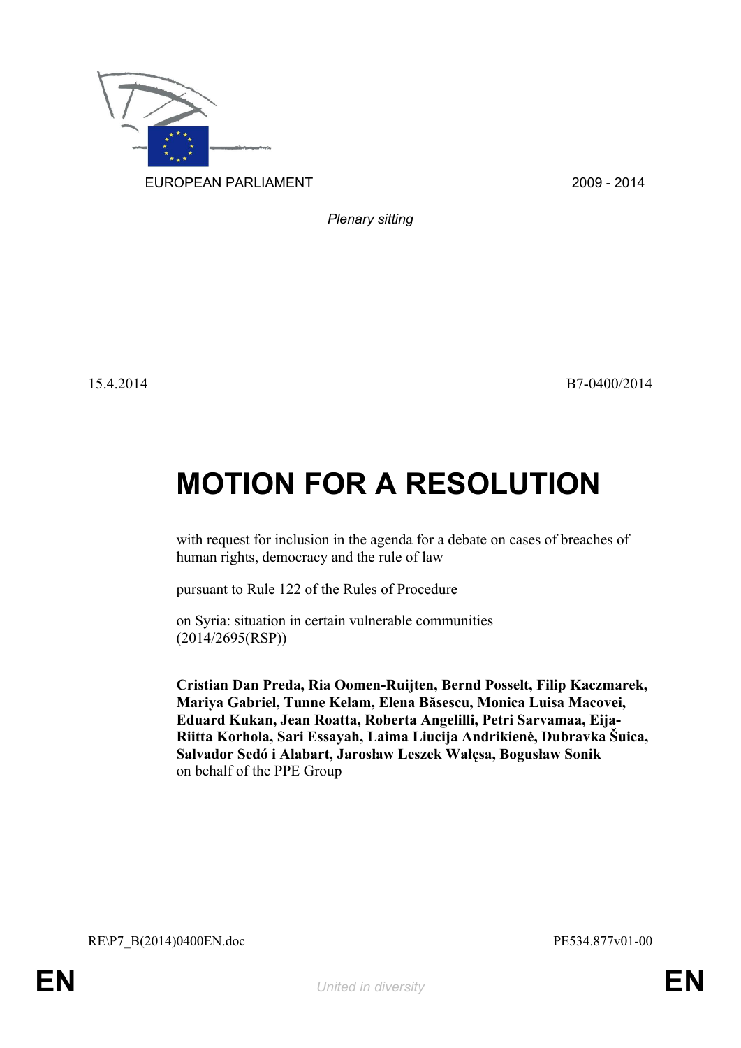EUROPEAN PARLIAMENT 2009 - 2014

*Plenary sitting*

15.4.2014 B7-0400/2014

# MOTION FOR A RESOLUTION

with request for inclusion in the agenda for a debate on cases of breaches of human rights, democracy and the rule of law

pursuant to Rule 122 of the Rules of Procedure

on Syria: situation in certain vulnerable communities (2014/2695(RSP))

**Cristian Dan Preda, Ria Oomen-Ruijten, Bernd Posselt, Filip Kaczmarek, Mariya Gabriel, Tunne Kelam, Elena Băsescu, Monica Luisa Macovei, Eduard Kukan, Jean Roatta, Roberta Angelilli, Petri Sarvamaa, Eija-Riitta Korhola, Sari Essayah, Laima Liucija Andrikienė, Dubravka Šuica, Salvador Sedó i Alabart, Jarosław Leszek Wałęsa, Bogusław Sonik**
on behalf of the PPE Group

RE\P7_B(2014)0400EN.doc PE534.877v01-00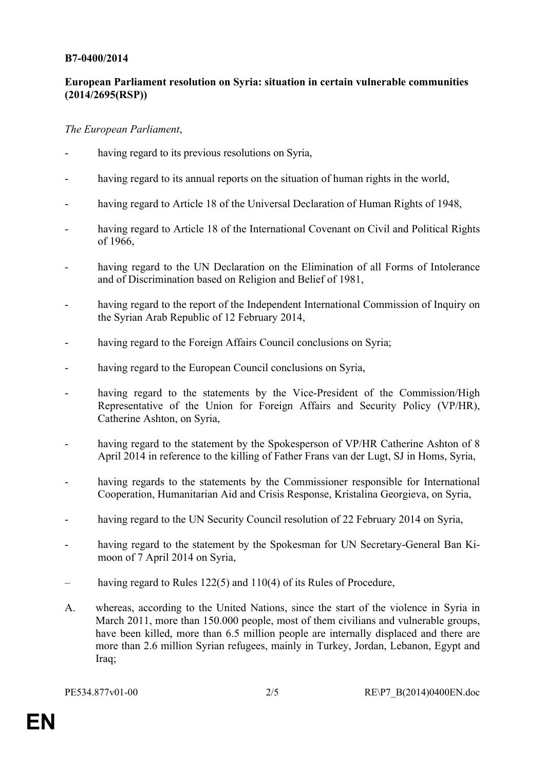**B7-0400/2014**

**European Parliament resolution on Syria: situation in certain vulnerable communities (2014/2695(RSP))**

*The European Parliament*,

- having regard to its previous resolutions on Syria,

- having regard to its annual reports on the situation of human rights in the world,

- having regard to Article 18 of the Universal Declaration of Human Rights of 1948,

- having regard to Article 18 of the International Covenant on Civil and Political Rights of 1966,

- having regard to the UN Declaration on the Elimination of all Forms of Intolerance and of Discrimination based on Religion and Belief of 1981,

- having regard to the report of the Independent International Commission of Inquiry on the Syrian Arab Republic of 12 February 2014,

- having regard to the Foreign Affairs Council conclusions on Syria;

- having regard to the European Council conclusions on Syria,

- having regard to the statements by the Vice-President of the Commission/High Representative of the Union for Foreign Affairs and Security Policy (VP/HR), Catherine Ashton, on Syria,

- having regard to the statement by the Spokesperson of VP/HR Catherine Ashton of 8 April 2014 in reference to the killing of Father Frans van der Lugt, SJ in Homs, Syria,

- having regards to the statements by the Commissioner responsible for International Cooperation, Humanitarian Aid and Crisis Response, Kristalina Georgieva, on Syria,

- having regard to the UN Security Council resolution of 22 February 2014 on Syria,

- having regard to the statement by the Spokesman for UN Secretary-General Ban Ki-moon of 7 April 2014 on Syria,

– having regard to Rules 122(5) and 110(4) of its Rules of Procedure,

A. whereas, according to the United Nations, since the start of the violence in Syria in March 2011, more than 150.000 people, most of them civilians and vulnerable groups, have been killed, more than 6.5 million people are internally displaced and there are more than 2.6 million Syrian refugees, mainly in Turkey, Jordan, Lebanon, Egypt and Iraq;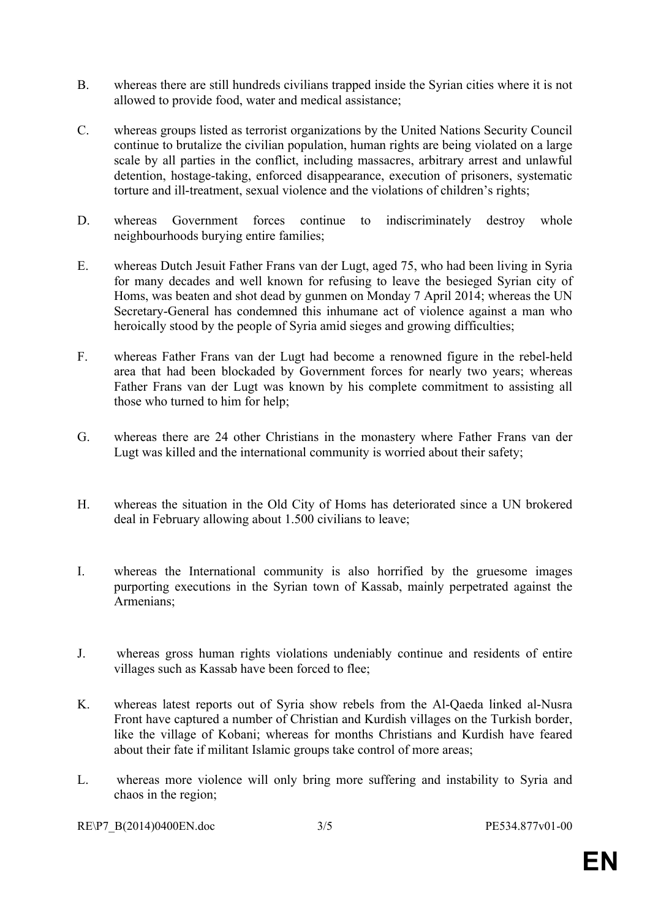B. whereas there are still hundreds civilians trapped inside the Syrian cities where it is not allowed to provide food, water and medical assistance;

C. whereas groups listed as terrorist organizations by the United Nations Security Council continue to brutalize the civilian population, human rights are being violated on a large scale by all parties in the conflict, including massacres, arbitrary arrest and unlawful detention, hostage-taking, enforced disappearance, execution of prisoners, systematic torture and ill-treatment, sexual violence and the violations of children's rights;

D. whereas Government forces continue to indiscriminately destroy whole neighbourhoods burying entire families;

E. whereas Dutch Jesuit Father Frans van der Lugt, aged 75, who had been living in Syria for many decades and well known for refusing to leave the besieged Syrian city of Homs, was beaten and shot dead by gunmen on Monday 7 April 2014; whereas the UN Secretary-General has condemned this inhumane act of violence against a man who heroically stood by the people of Syria amid sieges and growing difficulties;

F. whereas Father Frans van der Lugt had become a renowned figure in the rebel-held area that had been blockaded by Government forces for nearly two years; whereas Father Frans van der Lugt was known by his complete commitment to assisting all those who turned to him for help;

G. whereas there are 24 other Christians in the monastery where Father Frans van der Lugt was killed and the international community is worried about their safety;

H. whereas the situation in the Old City of Homs has deteriorated since a UN brokered deal in February allowing about 1.500 civilians to leave;

I. whereas the International community is also horrified by the gruesome images purporting executions in the Syrian town of Kassab, mainly perpetrated against the Armenians;

J. whereas gross human rights violations undeniably continue and residents of entire villages such as Kassab have been forced to flee;

K. whereas latest reports out of Syria show rebels from the Al-Qaeda linked al-Nusra Front have captured a number of Christian and Kurdish villages on the Turkish border, like the village of Kobani; whereas for months Christians and Kurdish have feared about their fate if militant Islamic groups take control of more areas;

L. whereas more violence will only bring more suffering and instability to Syria and chaos in the region;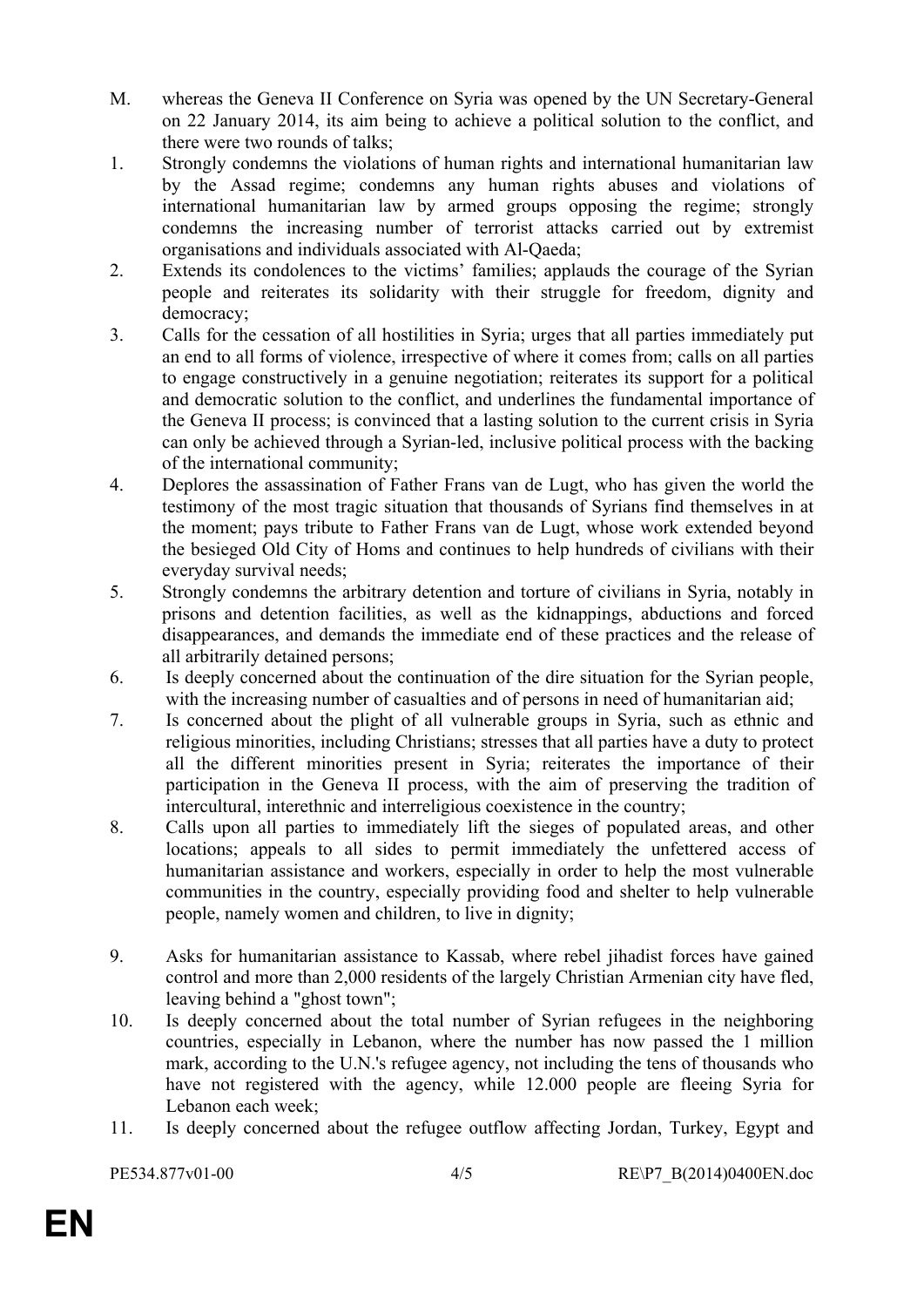M. whereas the Geneva II Conference on Syria was opened by the UN Secretary-General on 22 January 2014, its aim being to achieve a political solution to the conflict, and there were two rounds of talks;

1. Strongly condemns the violations of human rights and international humanitarian law by the Assad regime; condemns any human rights abuses and violations of international humanitarian law by armed groups opposing the regime; strongly condemns the increasing number of terrorist attacks carried out by extremist organisations and individuals associated with Al-Qaeda;

2. Extends its condolences to the victims' families; applauds the courage of the Syrian people and reiterates its solidarity with their struggle for freedom, dignity and democracy;

3. Calls for the cessation of all hostilities in Syria; urges that all parties immediately put an end to all forms of violence, irrespective of where it comes from; calls on all parties to engage constructively in a genuine negotiation; reiterates its support for a political and democratic solution to the conflict, and underlines the fundamental importance of the Geneva II process; is convinced that a lasting solution to the current crisis in Syria can only be achieved through a Syrian-led, inclusive political process with the backing of the international community;

4. Deplores the assassination of Father Frans van de Lugt, who has given the world the testimony of the most tragic situation that thousands of Syrians find themselves in at the moment; pays tribute to Father Frans van de Lugt, whose work extended beyond the besieged Old City of Homs and continues to help hundreds of civilians with their everyday survival needs;

5. Strongly condemns the arbitrary detention and torture of civilians in Syria, notably in prisons and detention facilities, as well as the kidnappings, abductions and forced disappearances, and demands the immediate end of these practices and the release of all arbitrarily detained persons;

6. Is deeply concerned about the continuation of the dire situation for the Syrian people, with the increasing number of casualties and of persons in need of humanitarian aid;

7. Is concerned about the plight of all vulnerable groups in Syria, such as ethnic and religious minorities, including Christians; stresses that all parties have a duty to protect all the different minorities present in Syria; reiterates the importance of their participation in the Geneva II process, with the aim of preserving the tradition of intercultural, interethnic and interreligious coexistence in the country;

8. Calls upon all parties to immediately lift the sieges of populated areas, and other locations; appeals to all sides to permit immediately the unfettered access of humanitarian assistance and workers, especially in order to help the most vulnerable communities in the country, especially providing food and shelter to help vulnerable people, namely women and children, to live in dignity;

9. Asks for humanitarian assistance to Kassab, where rebel jihadist forces have gained control and more than 2,000 residents of the largely Christian Armenian city have fled, leaving behind a "ghost town";

10. Is deeply concerned about the total number of Syrian refugees in the neighboring countries, especially in Lebanon, where the number has now passed the 1 million mark, according to the U.N.'s refugee agency, not including the tens of thousands who have not registered with the agency, while 12.000 people are fleeing Syria for Lebanon each week;

11. Is deeply concerned about the refugee outflow affecting Jordan, Turkey, Egypt and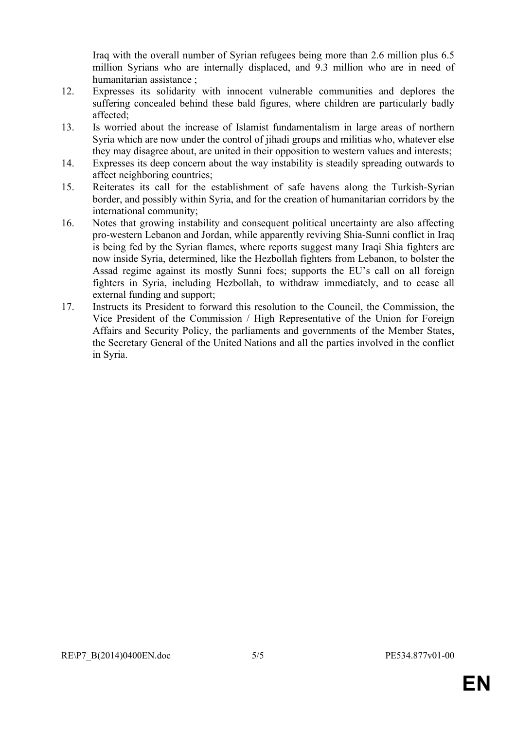Iraq with the overall number of Syrian refugees being more than 2.6 million plus 6.5 million Syrians who are internally displaced, and 9.3 million who are in need of humanitarian assistance ;

12. Expresses its solidarity with innocent vulnerable communities and deplores the suffering concealed behind these bald figures, where children are particularly badly affected;
13. Is worried about the increase of Islamist fundamentalism in large areas of northern Syria which are now under the control of jihadi groups and militias who, whatever else they may disagree about, are united in their opposition to western values and interests;
14. Expresses its deep concern about the way instability is steadily spreading outwards to affect neighboring countries;
15. Reiterates its call for the establishment of safe havens along the Turkish-Syrian border, and possibly within Syria, and for the creation of humanitarian corridors by the international community;
16. Notes that growing instability and consequent political uncertainty are also affecting pro-western Lebanon and Jordan, while apparently reviving Shia-Sunni conflict in Iraq is being fed by the Syrian flames, where reports suggest many Iraqi Shia fighters are now inside Syria, determined, like the Hezbollah fighters from Lebanon, to bolster the Assad regime against its mostly Sunni foes; supports the EU's call on all foreign fighters in Syria, including Hezbollah, to withdraw immediately, and to cease all external funding and support;
17. Instructs its President to forward this resolution to the Council, the Commission, the Vice President of the Commission / High Representative of the Union for Foreign Affairs and Security Policy, the parliaments and governments of the Member States, the Secretary General of the United Nations and all the parties involved in the conflict in Syria.